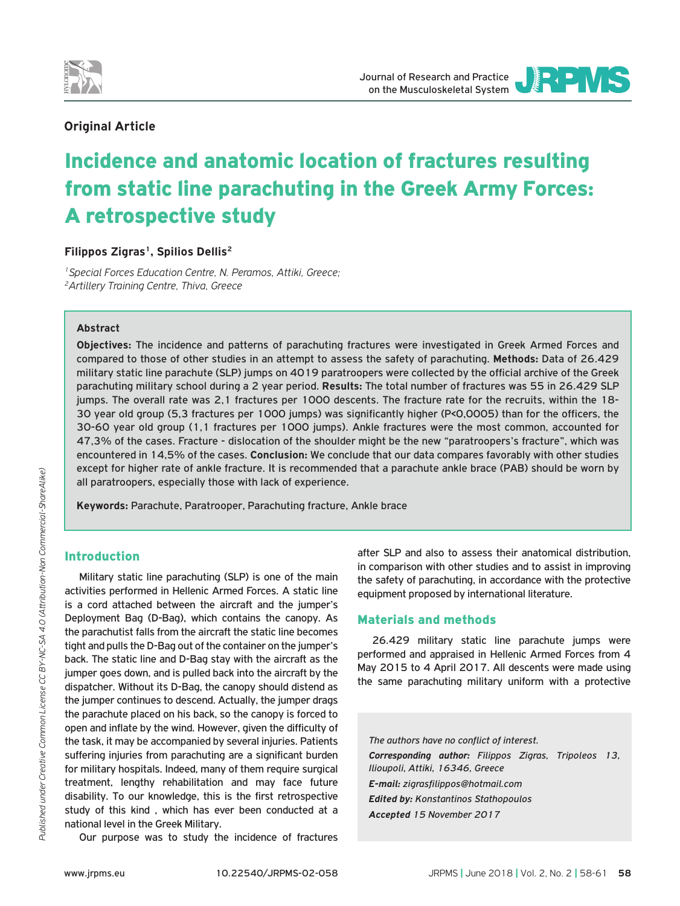**Original Article**

# Incidence and anatomic location of fractures resulting from static line parachuting in the Greek Army Forces: A retrospective study

**Filippos Zigras[1], Spilios Dellis[2]**

*[1]Special Forces Education Centre, N. Peramos, Attiki, Greece;*
*[2]Artillery Training Centre, Thiva, Greece*

### Abstract

**Objectives:** The incidence and patterns of parachuting fractures were investigated in Greek Armed Forces and compared to those of other studies in an attempt to assess the safety of parachuting. **Methods:** Data of 26.429 military static line parachute (SLP) jumps on 4019 paratroopers were collected by the official archive of the Greek parachuting military school during a 2 year period. **Results:** The total number of fractures was 55 in 26.429 SLP jumps. The overall rate was 2,1 fractures per 1000 descents. The fracture rate for the recruits, within the 18-30 year old group (5,3 fractures per 1000 jumps) was significantly higher (P<0,0005) than for the officers, the 30-60 year old group (1,1 fractures per 1000 jumps). Ankle fractures were the most common, accounted for 47,3% of the cases. Fracture - dislocation of the shoulder might be the new "paratroopers's fracture", which was encountered in 14,5% of the cases. **Conclusion:** We conclude that our data compares favorably with other studies except for higher rate of ankle fracture. It is recommended that a parachute ankle brace (PAB) should be worn by all paratroopers, especially those with lack of experience.

**Keywords:** Parachute, Paratrooper, Parachuting fracture, Ankle brace

## Introduction

Military static line parachuting (SLP) is one of the main activities performed in Hellenic Armed Forces. A static line is a cord attached between the aircraft and the jumper's Deployment Bag (D-Bag), which contains the canopy. As the parachutist falls from the aircraft the static line becomes tight and pulls the D-Bag out of the container on the jumper's back. The static line and D-Bag stay with the aircraft as the jumper goes down, and is pulled back into the aircraft by the dispatcher. Without its D-Bag, the canopy should distend as the jumper continues to descend. Actually, the jumper drags the parachute placed on his back, so the canopy is forced to open and inflate by the wind. However, given the difficulty of the task, it may be accompanied by several injuries. Patients suffering injuries from parachuting are a significant burden for military hospitals. Indeed, many of them require surgical treatment, lengthy rehabilitation and may face future disability. To our knowledge, this is the first retrospective study of this kind , which has ever been conducted at a national level in the Greek Military.

Our purpose was to study the incidence of fractures after SLP and also to assess their anatomical distribution, in comparison with other studies and to assist in improving the safety of parachuting, in accordance with the protective equipment proposed by international literature.

## Materials and methods

26.429 military static line parachute jumps were performed and appraised in Hellenic Armed Forces from 4 May 2015 to 4 April 2017. All descents were made using the same parachuting military uniform with a protective

*The authors have no conflict of interest.*
***Corresponding author:*** *Filippos Zigras, Tripoleos 13, Ilioupoli, Attiki, 16346, Greece*
***E-mail:*** *zigrasfilippos@hotmail.com*
***Edited by:*** *Konstantinos Stathopoulos*
***Accepted*** *15 November 2017*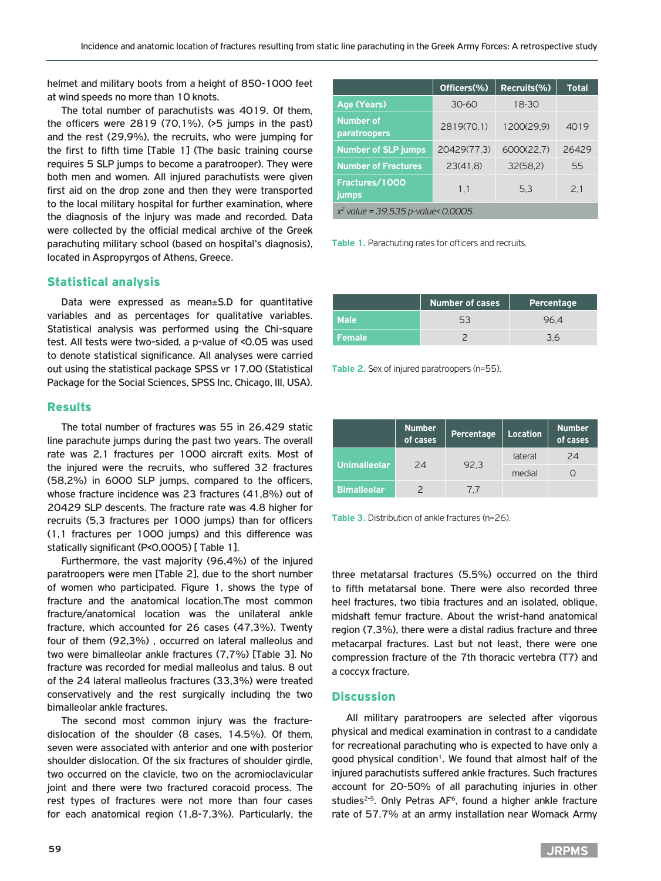helmet and military boots from a height of 850-1000 feet at wind speeds no more than 10 knots.

The total number of parachutists was 4019. Of them, the officers were 2819 (70,1%), (>5 jumps in the past) and the rest (29,9%), the recruits, who were jumping for the first to fifth time [Table 1] (The basic training course requires 5 SLP jumps to become a paratrooper). They were both men and women. All injured parachutists were given first aid on the drop zone and then they were transported to the local military hospital for further examination, where the diagnosis of the injury was made and recorded. Data were collected by the official medical archive of the Greek parachuting military school (based on hospital's diagnosis), located in Aspropyrgos of Athens, Greece.

## Statistical analysis

Data were expressed as mean±S.D for quantitative variables and as percentages for qualitative variables. Statistical analysis was performed using the Chi-square test. All tests were two-sided, a p-value of <0.05 was used to denote statistical significance. All analyses were carried out using the statistical package SPSS vr 17.00 (Statistical Package for the Social Sciences, SPSS Inc, Chicago, Ill, USA).

## Results

The total number of fractures was 55 in 26.429 static line parachute jumps during the past two years. The overall rate was 2,1 fractures per 1000 aircraft exits. Most of the injured were the recruits, who suffered 32 fractures (58,2%) in 6000 SLP jumps, compared to the officers, whose fracture incidence was 23 fractures (41,8%) out of 20429 SLP descents. The fracture rate was 4.8 higher for recruits (5,3 fractures per 1000 jumps) than for officers (1,1 fractures per 1000 jumps) and this difference was statically significant (P<0,0005) [ Table 1].

Furthermore, the vast majority (96,4%) of the injured paratroopers were men [Table 2], due to the short number of women who participated. Figure 1, shows the type of fracture and the anatomical location.The most common fracture/anatomical location was the unilateral ankle fracture, which accounted for 26 cases (47,3%). Twenty four of them (92,3%) , occurred on lateral malleolus and two were bimalleolar ankle fractures (7,7%) [Table 3]. No fracture was recorded for medial malleolus and talus. 8 out of the 24 lateral malleolus fractures (33,3%) were treated conservatively and the rest surgically including the two bimalleolar ankle fractures.

The second most common injury was the fracture-dislocation of the shoulder (8 cases, 14.5%). Of them, seven were associated with anterior and one with posterior shoulder dislocation. Of the six fractures of shoulder girdle, two occurred on the clavicle, two on the acromioclavicular joint and there were two fractured coracoid process. The rest types of fractures were not more than four cases for each anatomical region (1,8-7,3%). Particularly, the three metatarsal fractures (5,5%) occurred on the third to fifth metatarsal bone. There were also recorded three heel fractures, two tibia fractures and an isolated, oblique, midshaft femur fracture. About the wrist-hand anatomical region (7,3%), there were a distal radius fracture and three metacarpal fractures. Last but not least, there were one compression fracture of the 7th thoracic vertebra (T7) and a coccyx fracture.

| | Officers(%) | Recruits(%) | Total |
|---|---|---|---|
| Age (Years) | 30-60 | 18-30 | |
| Number of paratroopers | 2819(70,1) | 1200(29,9) | 4019 |
| Number of SLP jumps | 20429(77,3) | 6000(22,7) | 26429 |
| Number of Fractures | 23(41,8) | 32(58,2) | 55 |
| Fractures/1000 jumps | 1,1 | 5,3 | 2,1 |
| $x^2$ value = 39,535 p-value< 0,0005. | | | |

Table 1. Parachuting rates for officers and recruits.

| | Number of cases | Percentage |
|---|---|---|
| Male | 53 | 96,4 |
| Female | 2 | 3,6 |

Table 2. Sex of injured paratroopers (n=55).

| | Number of cases | Percentage | Location | Number of cases |
|---|---|---|---|---|
| Unimalleolar | 24 | 92,3 | lateral | 24 |
| | | | medial | 0 |
| Bimalleolar | 2 | 7,7 | | |

Table 3. Distribution of ankle fractures (n=26).

## Discussion

All military paratroopers are selected after vigorous physical and medical examination in contrast to a candidate for recreational parachuting who is expected to have only a good physical condition[1]. We found that almost half of the injured parachutists suffered ankle fractures. Such fractures account for 20-50% of all parachuting injuries in other studies[2-5]. Only Petras AF[6], found a higher ankle fracture rate of 57.7% at an army installation near Womack Army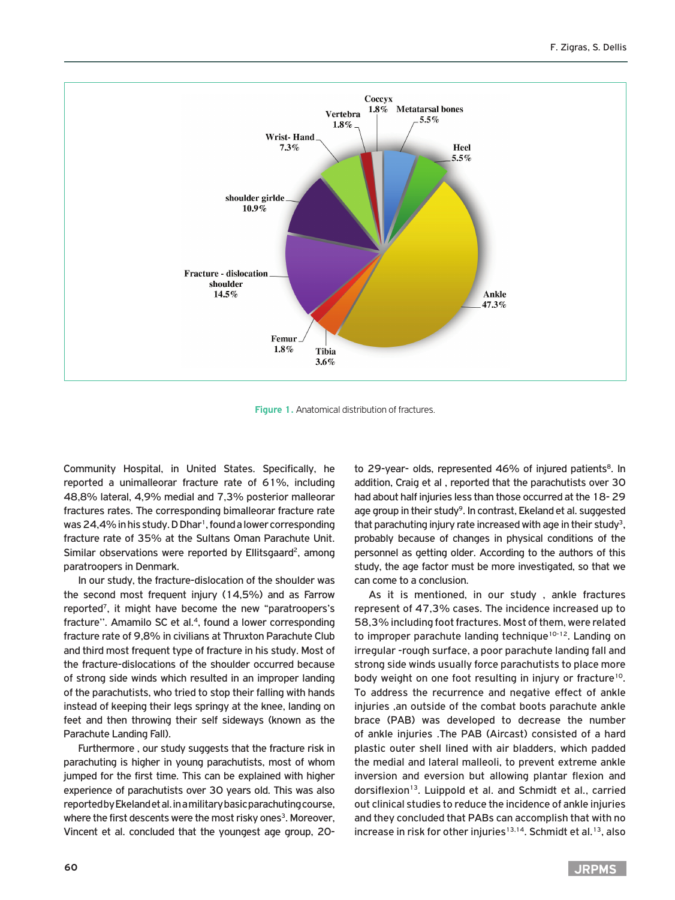Figure 1. Anatomical distribution of fractures.

Community Hospital, in United States. Specifically, he reported a unimalleorar fracture rate of 61%, including 48,8% lateral, 4,9% medial and 7,3% posterior malleorar fractures rates. The corresponding bimalleorar fracture rate was 24,4% in his study. D Dhar[1], found a lower corresponding fracture rate of 35% at the Sultans Oman Parachute Unit. Similar observations were reported by Ellitsgaard[2], among paratroopers in Denmark.

In our study, the fracture-dislocation of the shoulder was the second most frequent injury (14,5%) and as Farrow reported[7], it might have become the new "paratroopers's fracture". Amamilo SC et al.[4], found a lower corresponding fracture rate of 9,8% in civilians at Thruxton Parachute Club and third most frequent type of fracture in his study. Most of the fracture-dislocations of the shoulder occurred because of strong side winds which resulted in an improper landing of the parachutists, who tried to stop their falling with hands instead of keeping their legs springy at the knee, landing on feet and then throwing their self sideways (known as the Parachute Landing Fall).

Furthermore , our study suggests that the fracture risk in parachuting is higher in young parachutists, most of whom jumped for the first time. This can be explained with higher experience of parachutists over 30 years old. This was also reported by Ekeland et al. in a military basic parachuting course, where the first descents were the most risky ones[3]. Moreover, Vincent et al. concluded that the youngest age group, 20- to 29-year- olds, represented 46% of injured patients[8]. In addition, Craig et al , reported that the parachutists over 30 had about half injuries less than those occurred at the 18- 29 age group in their study[9]. In contrast, Ekeland et al. suggested that parachuting injury rate increased with age in their study[3], probably because of changes in physical conditions of the personnel as getting older. According to the authors of this study, the age factor must be more investigated, so that we can come to a conclusion.

As it is mentioned, in our study , ankle fractures represent of 47,3% cases. The incidence increased up to 58,3% including foot fractures. Most of them, were related to improper parachute landing technique[10-12]. Landing on irregular -rough surface, a poor parachute landing fall and strong side winds usually force parachutists to place more body weight on one foot resulting in injury or fracture[10]. To address the recurrence and negative effect of ankle injuries ,an outside of the combat boots parachute ankle brace (PAB) was developed to decrease the number of ankle injuries .The PAB (Aircast) consisted of a hard plastic outer shell lined with air bladders, which padded the medial and lateral malleoli, to prevent extreme ankle inversion and eversion but allowing plantar flexion and dorsiflexion[13]. Luippold et al. and Schmidt et al., carried out clinical studies to reduce the incidence of ankle injuries and they concluded that PABs can accomplish that with no increase in risk for other injuries[13,14]. Schmidt et al.[13], also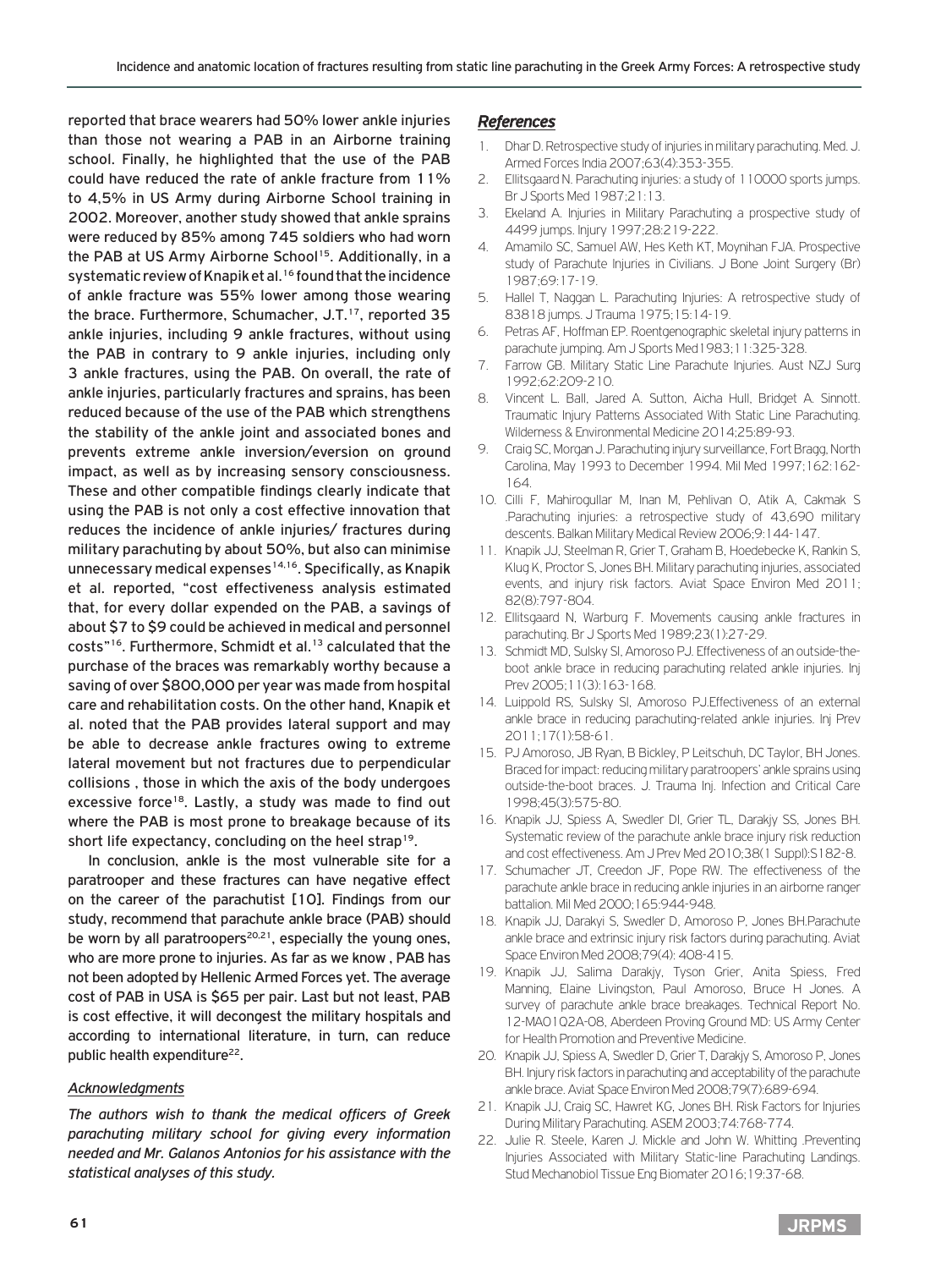reported that brace wearers had 50% lower ankle injuries than those not wearing a PAB in an Airborne training school. Finally, he highlighted that the use of the PAB could have reduced the rate of ankle fracture from 11% to 4,5% in US Army during Airborne School training in 2002. Moreover, another study showed that ankle sprains were reduced by 85% among 745 soldiers who had worn the PAB at US Army Airborne School[15]. Additionally, in a systematic review of Knapik et al.[16] found that the incidence of ankle fracture was 55% lower among those wearing the brace. Furthermore, Schumacher, J.T.[17], reported 35 ankle injuries, including 9 ankle fractures, without using the PAB in contrary to 9 ankle injuries, including only 3 ankle fractures, using the PAB. On overall, the rate of ankle injuries, particularly fractures and sprains, has been reduced because of the use of the PAB which strengthens the stability of the ankle joint and associated bones and prevents extreme ankle inversion/eversion on ground impact, as well as by increasing sensory consciousness. These and other compatible findings clearly indicate that using the PAB is not only a cost effective innovation that reduces the incidence of ankle injuries/ fractures during military parachuting by about 50%, but also can minimise unnecessary medical expenses[14,16]. Specifically, as Knapik et al. reported, "cost effectiveness analysis estimated that, for every dollar expended on the PAB, a savings of about $7 to $9 could be achieved in medical and personnel costs"[16]. Furthermore, Schmidt et al.[13] calculated that the purchase of the braces was remarkably worthy because a saving of over $800,000 per year was made from hospital care and rehabilitation costs. On the other hand, Knapik et al. noted that the PAB provides lateral support and may be able to decrease ankle fractures owing to extreme lateral movement but not fractures due to perpendicular collisions , those in which the axis of the body undergoes excessive force[18]. Lastly, a study was made to find out where the PAB is most prone to breakage because of its short life expectancy, concluding on the heel strap[19].

In conclusion, ankle is the most vulnerable site for a paratrooper and these fractures can have negative effect on the career of the parachutist [10]. Findings from our study, recommend that parachute ankle brace (PAB) should be worn by all paratroopers[20,21], especially the young ones, who are more prone to injuries. As far as we know , PAB has not been adopted by Hellenic Armed Forces yet. The average cost of PAB in USA is $65 per pair. Last but not least, PAB is cost effective, it will decongest the military hospitals and according to international literature, in turn, can reduce public health expenditure[22].

### *Acknowledgments*

*The authors wish to thank the medical officers of Greek parachuting military school for giving every information needed and Mr. Galanos Antonios for his assistance with the statistical analyses of this study.*

## *References*

1. Dhar D. Retrospective study of injuries in military parachuting. Med. J. Armed Forces India 2007;63(4):353-355.
2. Ellitsgaard N. Parachuting injuries: a study of 110000 sports jumps. Br J Sports Med 1987;21:13.
3. Ekeland A. Injuries in Military Parachuting a prospective study of 4499 jumps. Injury 1997;28:219-222.
4. Amamilo SC, Samuel AW, Hes Keth KT, Moynihan FJA. Prospective study of Parachute Injuries in Civilians. J Bone Joint Surgery (Br) 1987;69:17-19.
5. Hallel T, Naggan L. Parachuting Injuries: A retrospective study of 83818 jumps. J Trauma 1975;15:14-19.
6. Petras AF, Hoffman EP. Roentgenographic skeletal injury patterns in parachute jumping. Am J Sports Med1983;11:325-328.
7. Farrow GB. Military Static Line Parachute Injuries. Aust NZJ Surg 1992;62:209-210.
8. Vincent L. Ball, Jared A. Sutton, Aicha Hull, Bridget A. Sinnott. Traumatic Injury Patterns Associated With Static Line Parachuting. Wilderness & Environmental Medicine 2014;25:89-93.
9. Craig SC, Morgan J. Parachuting injury surveillance, Fort Bragg, North Carolina, May 1993 to December 1994. Mil Med 1997;162:162-164.
10. Cilli F, Mahirogullar M, Inan M, Pehlivan O, Atik A, Cakmak S .Parachuting injuries: a retrospective study of 43,690 military descents. Balkan Military Medical Review 2006;9:144-147.
11. Knapik JJ, Steelman R, Grier T, Graham B, Hoedebecke K, Rankin S, Klug K, Proctor S, Jones BH. Military parachuting injuries, associated events, and injury risk factors. Aviat Space Environ Med 2011; 82(8):797-804.
12. Ellitsgaard N, Warburg F. Movements causing ankle fractures in parachuting. Br J Sports Med 1989;23(1):27-29.
13. Schmidt MD, Sulsky SI, Amoroso PJ. Effectiveness of an outside-the-boot ankle brace in reducing parachuting related ankle injuries. Inj Prev 2005;11(3):163-168.
14. Luippold RS, Sulsky SI, Amoroso PJ.Effectiveness of an external ankle brace in reducing parachuting-related ankle injuries. Inj Prev 2011;17(1):58-61.
15. PJ Amoroso, JB Ryan, B Bickley, P Leitschuh, DC Taylor, BH Jones. Braced for impact: reducing military paratroopers' ankle sprains using outside-the-boot braces. J. Trauma Inj. Infection and Critical Care 1998;45(3):575-80.
16. Knapik JJ, Spiess A, Swedler DI, Grier TL, Darakjy SS, Jones BH. Systematic review of the parachute ankle brace injury risk reduction and cost effectiveness. Am J Prev Med 2010;38(1 Suppl):S182-8.
17. Schumacher JT, Creedon JF, Pope RW. The effectiveness of the parachute ankle brace in reducing ankle injuries in an airborne ranger battalion. Mil Med 2000;165:944-948.
18. Knapik JJ, Darakyi S, Swedler D, Amoroso P, Jones BH.Parachute ankle brace and extrinsic injury risk factors during parachuting. Aviat Space Environ Med 2008;79(4): 408-415.
19. Knapik JJ, Salima Darakjy, Tyson Grier, Anita Spiess, Fred Manning, Elaine Livingston, Paul Amoroso, Bruce H Jones. A survey of parachute ankle brace breakages. Technical Report No. 12-MA01Q2A-08, Aberdeen Proving Ground MD: US Army Center for Health Promotion and Preventive Medicine.
20. Knapik JJ, Spiess A, Swedler D, Grier T, Darakjy S, Amoroso P, Jones BH. Injury risk factors in parachuting and acceptability of the parachute ankle brace. Aviat Space Environ Med 2008;79(7):689-694.
21. Knapik JJ, Craig SC, Hawret KG, Jones BH. Risk Factors for Injuries During Military Parachuting. ASEM 2003;74:768-774.
22. Julie R. Steele, Karen J. Mickle and John W. Whitting .Preventing Injuries Associated with Military Static-line Parachuting Landings. Stud Mechanobiol Tissue Eng Biomater 2016;19:37-68.